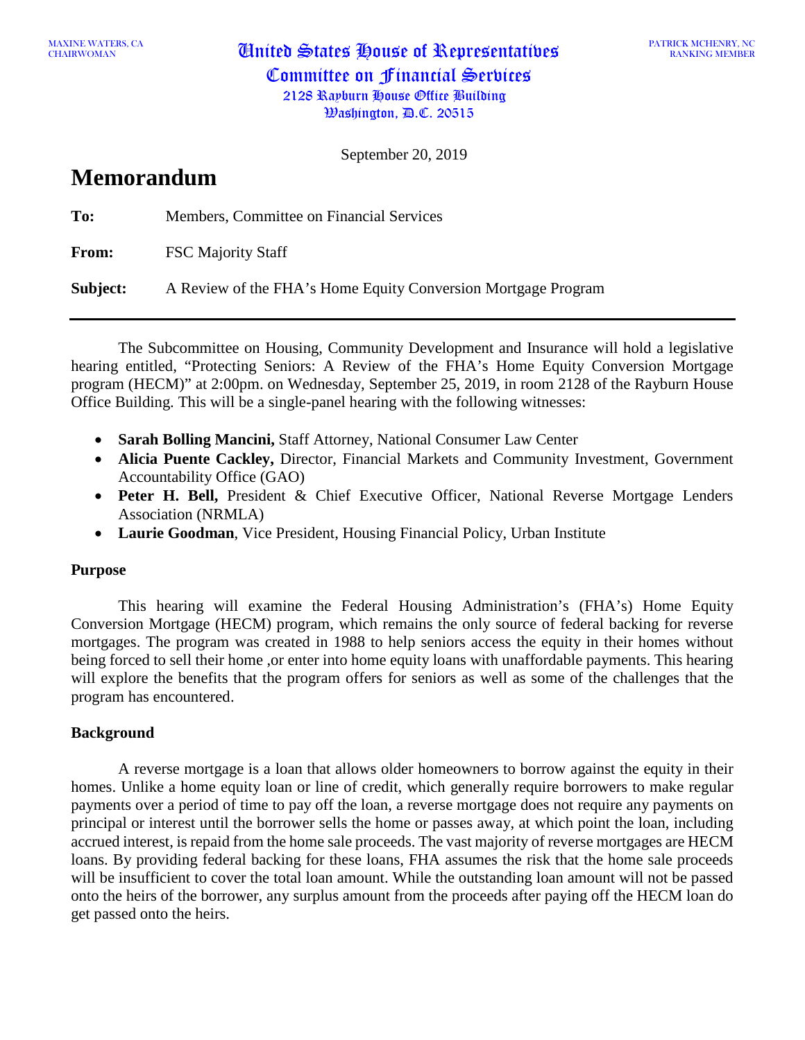MAXINE WATERS, CA
CHAIRWOMAN

# United States House of Representatives
## Committee on Financial Services
2128 Rayburn House Office Building
Washington, D.C. 20515

PATRICK MCHENRY, NC
RANKING MEMBER

September 20, 2019

# Memorandum

**To:** Members, Committee on Financial Services

**From:** FSC Majority Staff

**Subject:** A Review of the FHA's Home Equity Conversion Mortgage Program

---

The Subcommittee on Housing, Community Development and Insurance will hold a legislative hearing entitled, "Protecting Seniors: A Review of the FHA's Home Equity Conversion Mortgage program (HECM)" at 2:00pm. on Wednesday, September 25, 2019, in room 2128 of the Rayburn House Office Building. This will be a single-panel hearing with the following witnesses:

- **Sarah Bolling Mancini,** Staff Attorney, National Consumer Law Center
- **Alicia Puente Cackley,** Director, Financial Markets and Community Investment, Government Accountability Office (GAO)
- **Peter H. Bell,** President & Chief Executive Officer, National Reverse Mortgage Lenders Association (NRMLA)
- **Laurie Goodman**, Vice President, Housing Financial Policy, Urban Institute

### Purpose

This hearing will examine the Federal Housing Administration's (FHA's) Home Equity Conversion Mortgage (HECM) program, which remains the only source of federal backing for reverse mortgages. The program was created in 1988 to help seniors access the equity in their homes without being forced to sell their home ,or enter into home equity loans with unaffordable payments. This hearing will explore the benefits that the program offers for seniors as well as some of the challenges that the program has encountered.

### Background

A reverse mortgage is a loan that allows older homeowners to borrow against the equity in their homes. Unlike a home equity loan or line of credit, which generally require borrowers to make regular payments over a period of time to pay off the loan, a reverse mortgage does not require any payments on principal or interest until the borrower sells the home or passes away, at which point the loan, including accrued interest, is repaid from the home sale proceeds. The vast majority of reverse mortgages are HECM loans. By providing federal backing for these loans, FHA assumes the risk that the home sale proceeds will be insufficient to cover the total loan amount. While the outstanding loan amount will not be passed onto the heirs of the borrower, any surplus amount from the proceeds after paying off the HECM loan do get passed onto the heirs.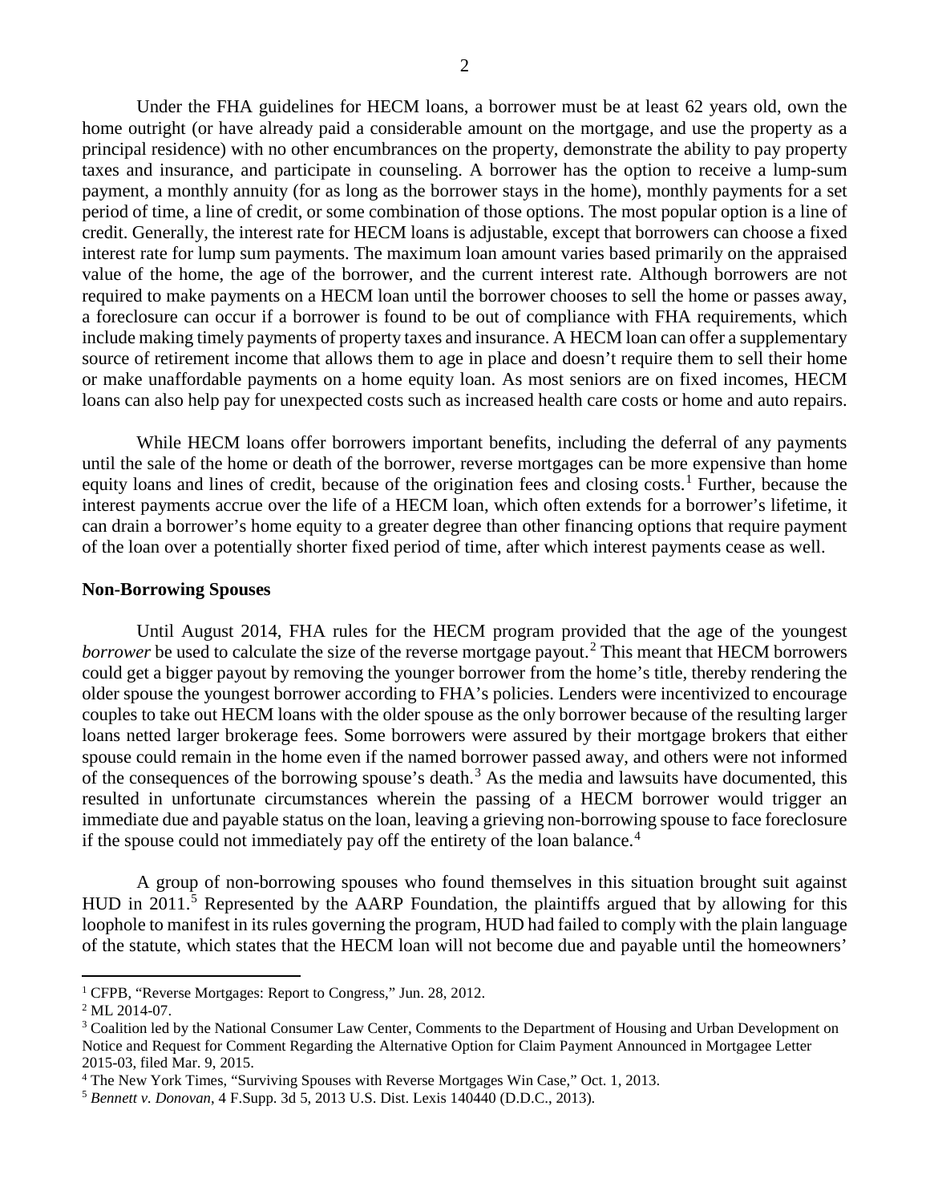Under the FHA guidelines for HECM loans, a borrower must be at least 62 years old, own the home outright (or have already paid a considerable amount on the mortgage, and use the property as a principal residence) with no other encumbrances on the property, demonstrate the ability to pay property taxes and insurance, and participate in counseling. A borrower has the option to receive a lump-sum payment, a monthly annuity (for as long as the borrower stays in the home), monthly payments for a set period of time, a line of credit, or some combination of those options. The most popular option is a line of credit. Generally, the interest rate for HECM loans is adjustable, except that borrowers can choose a fixed interest rate for lump sum payments. The maximum loan amount varies based primarily on the appraised value of the home, the age of the borrower, and the current interest rate. Although borrowers are not required to make payments on a HECM loan until the borrower chooses to sell the home or passes away, a foreclosure can occur if a borrower is found to be out of compliance with FHA requirements, which include making timely payments of property taxes and insurance. A HECM loan can offer a supplementary source of retirement income that allows them to age in place and doesn't require them to sell their home or make unaffordable payments on a home equity loan. As most seniors are on fixed incomes, HECM loans can also help pay for unexpected costs such as increased health care costs or home and auto repairs.

While HECM loans offer borrowers important benefits, including the deferral of any payments until the sale of the home or death of the borrower, reverse mortgages can be more expensive than home equity loans and lines of credit, because of the origination fees and closing costs.[1] Further, because the interest payments accrue over the life of a HECM loan, which often extends for a borrower's lifetime, it can drain a borrower's home equity to a greater degree than other financing options that require payment of the loan over a potentially shorter fixed period of time, after which interest payments cease as well.

**Non-Borrowing Spouses**

Until August 2014, FHA rules for the HECM program provided that the age of the youngest *borrower* be used to calculate the size of the reverse mortgage payout.[2] This meant that HECM borrowers could get a bigger payout by removing the younger borrower from the home's title, thereby rendering the older spouse the youngest borrower according to FHA's policies. Lenders were incentivized to encourage couples to take out HECM loans with the older spouse as the only borrower because of the resulting larger loans netted larger brokerage fees. Some borrowers were assured by their mortgage brokers that either spouse could remain in the home even if the named borrower passed away, and others were not informed of the consequences of the borrowing spouse's death.[3] As the media and lawsuits have documented, this resulted in unfortunate circumstances wherein the passing of a HECM borrower would trigger an immediate due and payable status on the loan, leaving a grieving non-borrowing spouse to face foreclosure if the spouse could not immediately pay off the entirety of the loan balance.[4]

A group of non-borrowing spouses who found themselves in this situation brought suit against HUD in 2011.[5] Represented by the AARP Foundation, the plaintiffs argued that by allowing for this loophole to manifest in its rules governing the program, HUD had failed to comply with the plain language of the statute, which states that the HECM loan will not become due and payable until the homeowners'

---

[1] CFPB, "Reverse Mortgages: Report to Congress," Jun. 28, 2012.

[2] ML 2014-07.

[3] Coalition led by the National Consumer Law Center, Comments to the Department of Housing and Urban Development on Notice and Request for Comment Regarding the Alternative Option for Claim Payment Announced in Mortgagee Letter 2015-03, filed Mar. 9, 2015.

[4] The New York Times, "Surviving Spouses with Reverse Mortgages Win Case," Oct. 1, 2013.

[5] *Bennett v. Donovan*, 4 F.Supp. 3d 5, 2013 U.S. Dist. Lexis 140440 (D.D.C., 2013).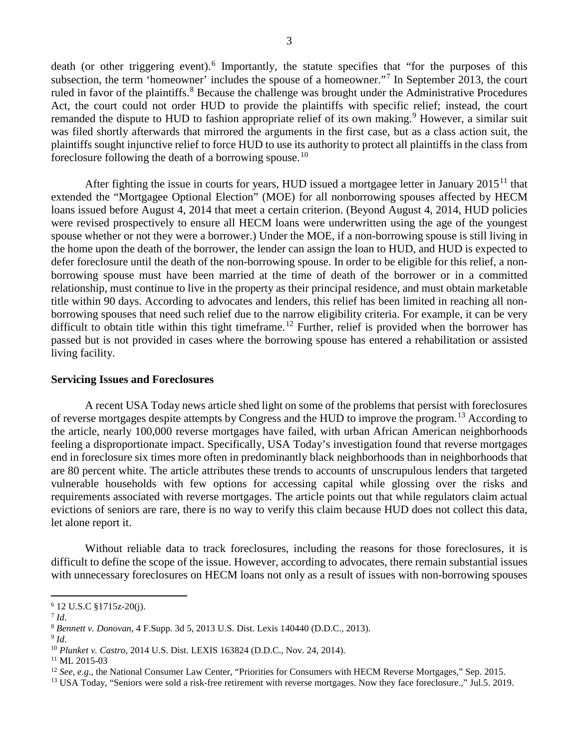death (or other triggering event).[6] Importantly, the statute specifies that "for the purposes of this subsection, the term 'homeowner' includes the spouse of a homeowner."[7] In September 2013, the court ruled in favor of the plaintiffs.[8] Because the challenge was brought under the Administrative Procedures Act, the court could not order HUD to provide the plaintiffs with specific relief; instead, the court remanded the dispute to HUD to fashion appropriate relief of its own making.[9] However, a similar suit was filed shortly afterwards that mirrored the arguments in the first case, but as a class action suit, the plaintiffs sought injunctive relief to force HUD to use its authority to protect all plaintiffs in the class from foreclosure following the death of a borrowing spouse.[10]

After fighting the issue in courts for years, HUD issued a mortgagee letter in January 2015[11] that extended the "Mortgagee Optional Election" (MOE) for all nonborrowing spouses affected by HECM loans issued before August 4, 2014 that meet a certain criterion. (Beyond August 4, 2014, HUD policies were revised prospectively to ensure all HECM loans were underwritten using the age of the youngest spouse whether or not they were a borrower.) Under the MOE, if a non-borrowing spouse is still living in the home upon the death of the borrower, the lender can assign the loan to HUD, and HUD is expected to defer foreclosure until the death of the non-borrowing spouse. In order to be eligible for this relief, a non-borrowing spouse must have been married at the time of death of the borrower or in a committed relationship, must continue to live in the property as their principal residence, and must obtain marketable title within 90 days. According to advocates and lenders, this relief has been limited in reaching all non-borrowing spouses that need such relief due to the narrow eligibility criteria. For example, it can be very difficult to obtain title within this tight timeframe.[12] Further, relief is provided when the borrower has passed but is not provided in cases where the borrowing spouse has entered a rehabilitation or assisted living facility.

**Servicing Issues and Foreclosures**

A recent USA Today news article shed light on some of the problems that persist with foreclosures of reverse mortgages despite attempts by Congress and the HUD to improve the program.[13] According to the article, nearly 100,000 reverse mortgages have failed, with urban African American neighborhoods feeling a disproportionate impact. Specifically, USA Today's investigation found that reverse mortgages end in foreclosure six times more often in predominantly black neighborhoods than in neighborhoods that are 80 percent white. The article attributes these trends to accounts of unscrupulous lenders that targeted vulnerable households with few options for accessing capital while glossing over the risks and requirements associated with reverse mortgages. The article points out that while regulators claim actual evictions of seniors are rare, there is no way to verify this claim because HUD does not collect this data, let alone report it.

Without reliable data to track foreclosures, including the reasons for those foreclosures, it is difficult to define the scope of the issue. However, according to advocates, there remain substantial issues with unnecessary foreclosures on HECM loans not only as a result of issues with non-borrowing spouses

---

[6] 12 U.S.C §1715z-20(j).

[7] *Id*.

[8] *Bennett v. Donovan*, 4 F.Supp. 3d 5, 2013 U.S. Dist. Lexis 140440 (D.D.C., 2013).

[9] *Id*.

[10] *Plunket v. Castro*, 2014 U.S. Dist. LEXIS 163824 (D.D.C., Nov. 24, 2014).

[11] ML 2015-03

[12] *See, e.g*., the National Consumer Law Center, "Priorities for Consumers with HECM Reverse Mortgages," Sep. 2015.

[13] USA Today, "Seniors were sold a risk-free retirement with reverse mortgages. Now they face foreclosure.," Jul.5. 2019.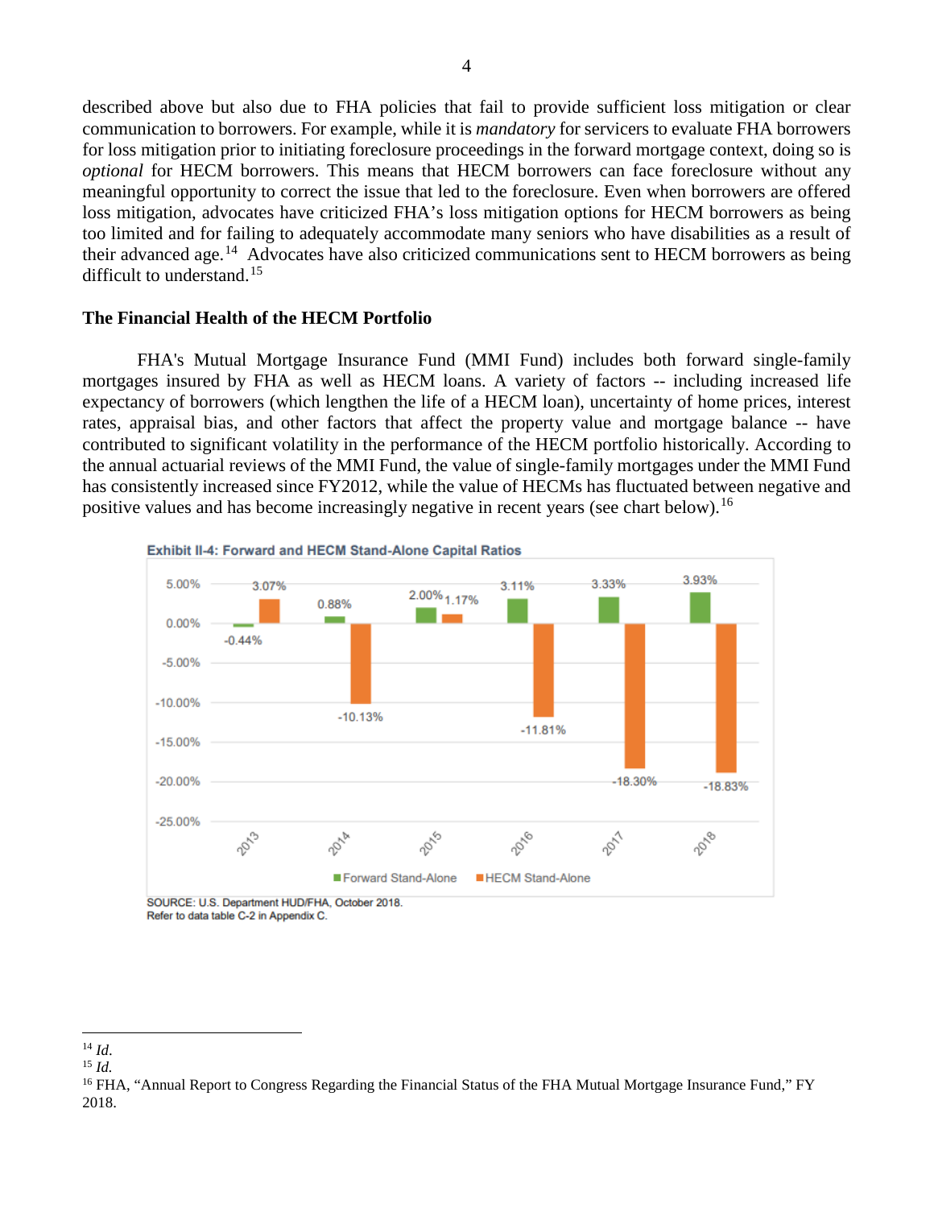described above but also due to FHA policies that fail to provide sufficient loss mitigation or clear communication to borrowers. For example, while it is *mandatory* for servicers to evaluate FHA borrowers for loss mitigation prior to initiating foreclosure proceedings in the forward mortgage context, doing so is *optional* for HECM borrowers. This means that HECM borrowers can face foreclosure without any meaningful opportunity to correct the issue that led to the foreclosure. Even when borrowers are offered loss mitigation, advocates have criticized FHA's loss mitigation options for HECM borrowers as being too limited and for failing to adequately accommodate many seniors who have disabilities as a result of their advanced age.[14] Advocates have also criticized communications sent to HECM borrowers as being difficult to understand.[15]

**The Financial Health of the HECM Portfolio**

FHA's Mutual Mortgage Insurance Fund (MMI Fund) includes both forward single-family mortgages insured by FHA as well as HECM loans. A variety of factors -- including increased life expectancy of borrowers (which lengthen the life of a HECM loan), uncertainty of home prices, interest rates, appraisal bias, and other factors that affect the property value and mortgage balance -- have contributed to significant volatility in the performance of the HECM portfolio historically. According to the annual actuarial reviews of the MMI Fund, the value of single-family mortgages under the MMI Fund has consistently increased since FY2012, while the value of HECMs has fluctuated between negative and positive values and has become increasingly negative in recent years (see chart below).[16]

**Exhibit II-4: Forward and HECM Stand-Alone Capital Ratios**

| Year | Forward Stand-Alone | HECM Stand-Alone |
|---|---|---|
| 2013 | -0.44% | 3.07% |
| 2014 | 0.88% | -10.13% |
| 2015 | 2.00% | 1.17% |
| 2016 | 3.11% | -11.81% |
| 2017 | 3.33% | -18.30% |
| 2018 | 3.93% | -18.83% |

SOURCE: U.S. Department HUD/FHA, October 2018.
Refer to data table C-2 in Appendix C.

---

[14] *Id.*

[15] *Id.*

[16] FHA, "Annual Report to Congress Regarding the Financial Status of the FHA Mutual Mortgage Insurance Fund," FY 2018.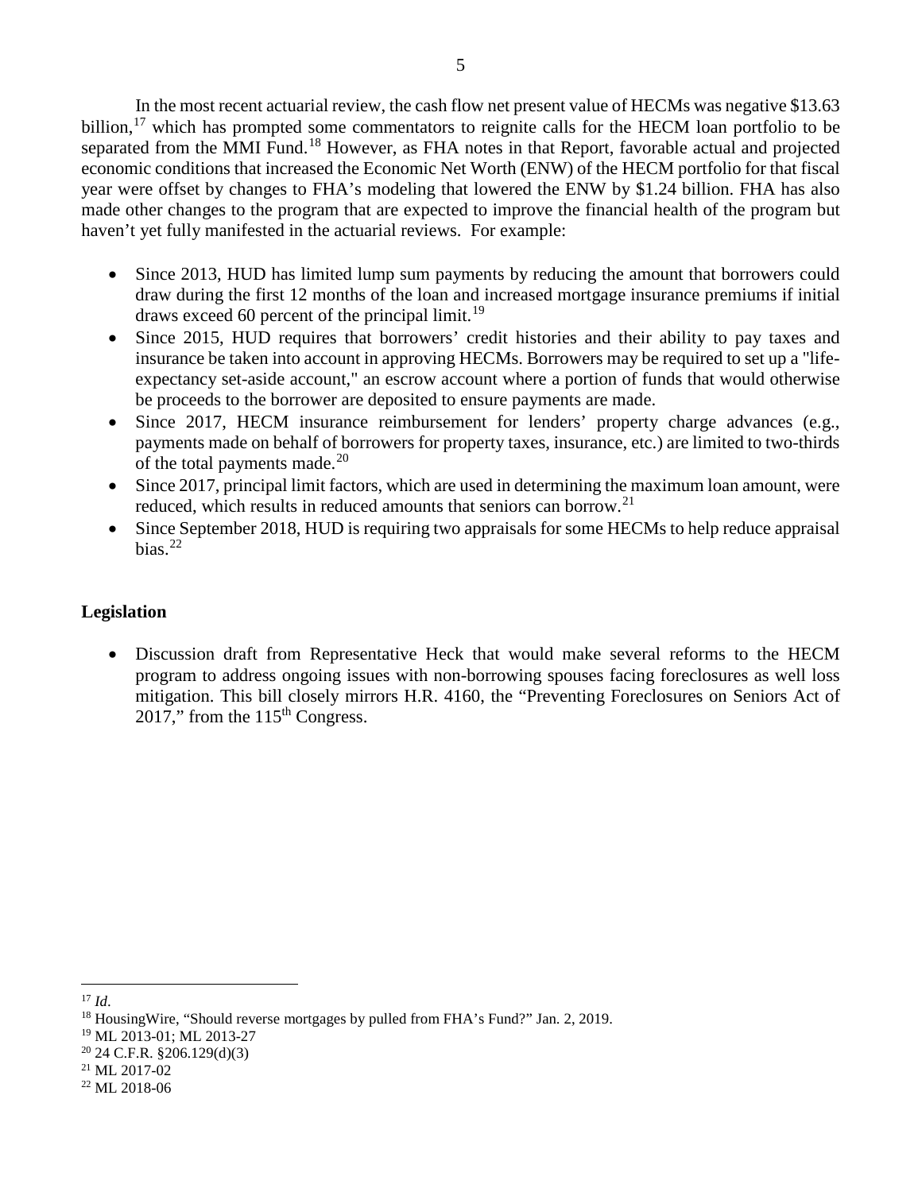In the most recent actuarial review, the cash flow net present value of HECMs was negative $13.63 billion,[17] which has prompted some commentators to reignite calls for the HECM loan portfolio to be separated from the MMI Fund.[18] However, as FHA notes in that Report, favorable actual and projected economic conditions that increased the Economic Net Worth (ENW) of the HECM portfolio for that fiscal year were offset by changes to FHA's modeling that lowered the ENW by $1.24 billion. FHA has also made other changes to the program that are expected to improve the financial health of the program but haven't yet fully manifested in the actuarial reviews. For example:

- Since 2013, HUD has limited lump sum payments by reducing the amount that borrowers could draw during the first 12 months of the loan and increased mortgage insurance premiums if initial draws exceed 60 percent of the principal limit.[19]
- Since 2015, HUD requires that borrowers' credit histories and their ability to pay taxes and insurance be taken into account in approving HECMs. Borrowers may be required to set up a "life-expectancy set-aside account," an escrow account where a portion of funds that would otherwise be proceeds to the borrower are deposited to ensure payments are made.
- Since 2017, HECM insurance reimbursement for lenders' property charge advances (e.g., payments made on behalf of borrowers for property taxes, insurance, etc.) are limited to two-thirds of the total payments made.[20]
- Since 2017, principal limit factors, which are used in determining the maximum loan amount, were reduced, which results in reduced amounts that seniors can borrow.[21]
- Since September 2018, HUD is requiring two appraisals for some HECMs to help reduce appraisal bias.[22]

**Legislation**

- Discussion draft from Representative Heck that would make several reforms to the HECM program to address ongoing issues with non-borrowing spouses facing foreclosures as well loss mitigation. This bill closely mirrors H.R. 4160, the "Preventing Foreclosures on Seniors Act of 2017," from the 115th Congress.

---

[17] *Id*.

[18] HousingWire, "Should reverse mortgages by pulled from FHA's Fund?" Jan. 2, 2019.

[19] ML 2013-01; ML 2013-27

[20] 24 C.F.R. §206.129(d)(3)

[21] ML 2017-02

[22] ML 2018-06